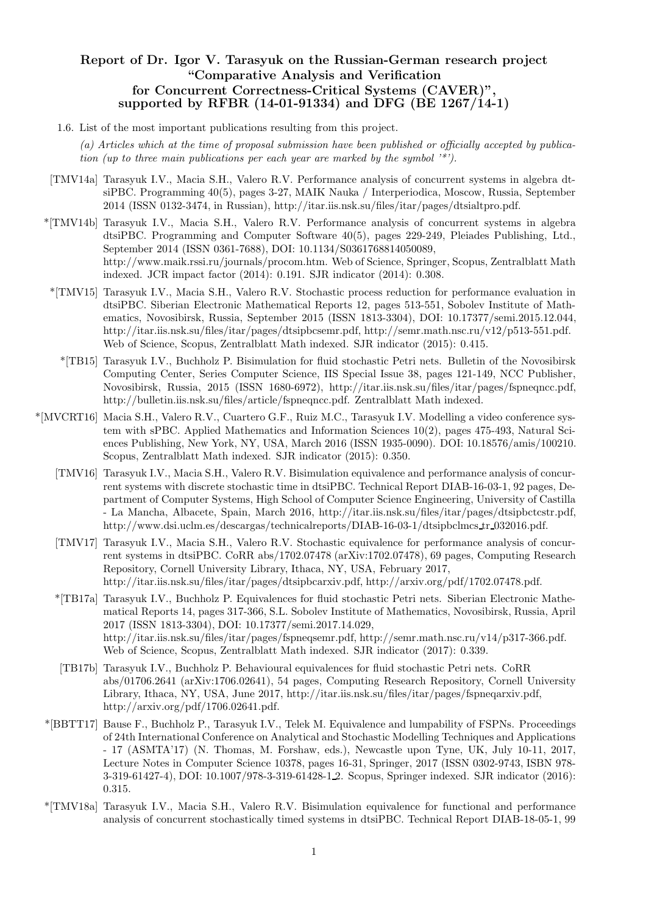# Report of Dr. Igor V. Tarasyuk on the Russian-German research project "Comparative Analysis and Verification for Concurrent Correctness-Critical Systems (CAVER)", supported by RFBR (14-01-91334) and DFG (BE 1267/14-1)

1.6. List of the most important publications resulting from this project.

*(a) Articles which at the time of proposal submission have been published or officially accepted by publication (up to three main publications per each year are marked by the symbol '\*').*

[TMV14a] Tarasyuk I.V., Macia S.H., Valero R.V. Performance analysis of concurrent systems in algebra dtsiPBC. Programming 40(5), pages 3-27, MAIK Nauka / Interperiodica, Moscow, Russia, September 2014 (ISSN 0132-3474, in Russian), http://itar.iis.nsk.su/files/itar/pages/dtsialtpro.pdf.

*[TMV14b] Tarasyuk I.V., Macia S.H., Valero R.V. Performance analysis of concurrent systems in algebra dtsiPBC. Programming and Computer Software 40(5), pages 229-249, Pleiades Publishing, Ltd., September 2014 (ISSN 0361-7688), DOI: 10.1134/S0361768814050089, http://www.maik.rssi.ru/journals/procom.htm. Web of Science, Springer, Scopus, Zentralblatt Math indexed. JCR impact factor (2014): 0.191. SJR indicator (2014): 0.308.

*[TMV15] Tarasyuk I.V., Macia S.H., Valero R.V. Stochastic process reduction for performance evaluation in dtsiPBC. Siberian Electronic Mathematical Reports 12, pages 513-551, Sobolev Institute of Mathematics, Novosibirsk, Russia, September 2015 (ISSN 1813-3304), DOI: 10.17377/semi.2015.12.044, http://itar.iis.nsk.su/files/itar/pages/dtsipbcsemr.pdf, http://semr.math.nsc.ru/v12/p513-551.pdf. Web of Science, Scopus, Zentralblatt Math indexed. SJR indicator (2015): 0.415.

*[TB15] Tarasyuk I.V., Buchholz P. Bisimulation for fluid stochastic Petri nets. Bulletin of the Novosibirsk Computing Center, Series Computer Science, IIS Special Issue 38, pages 121-149, NCC Publisher, Novosibirsk, Russia, 2015 (ISSN 1680-6972), http://itar.iis.nsk.su/files/itar/pages/fspneqncc.pdf, http://bulletin.iis.nsk.su/files/article/fspneqncc.pdf. Zentralblatt Math indexed.

*[MVCRT16] Macia S.H., Valero R.V., Cuartero G.F., Ruiz M.C., Tarasyuk I.V. Modelling a video conference system with sPBC. Applied Mathematics and Information Sciences 10(2), pages 475-493, Natural Sciences Publishing, New York, NY, USA, March 2016 (ISSN 1935-0090). DOI: 10.18576/amis/100210. Scopus, Zentralblatt Math indexed. SJR indicator (2015): 0.350.

[TMV16] Tarasyuk I.V., Macia S.H., Valero R.V. Bisimulation equivalence and performance analysis of concurrent systems with discrete stochastic time in dtsiPBC. Technical Report DIAB-16-03-1, 92 pages, Department of Computer Systems, High School of Computer Science Engineering, University of Castilla - La Mancha, Albacete, Spain, March 2016, http://itar.iis.nsk.su/files/itar/pages/dtsipbctcstr.pdf, http://www.dsi.uclm.es/descargas/technicalreports/DIAB-16-03-1/dtsipbclmcs_tr_032016.pdf.

[TMV17] Tarasyuk I.V., Macia S.H., Valero R.V. Stochastic equivalence for performance analysis of concurrent systems in dtsiPBC. CoRR abs/1702.07478 (arXiv:1702.07478), 69 pages, Computing Research Repository, Cornell University Library, Ithaca, NY, USA, February 2017, http://itar.iis.nsk.su/files/itar/pages/dtsipbcarxiv.pdf, http://arxiv.org/pdf/1702.07478.pdf.

*[TB17a] Tarasyuk I.V., Buchholz P. Equivalences for fluid stochastic Petri nets. Siberian Electronic Mathematical Reports 14, pages 317-366, S.L. Sobolev Institute of Mathematics, Novosibirsk, Russia, April 2017 (ISSN 1813-3304), DOI: 10.17377/semi.2017.14.029, http://itar.iis.nsk.su/files/itar/pages/fspneqsemr.pdf, http://semr.math.nsc.ru/v14/p317-366.pdf. Web of Science, Scopus, Zentralblatt Math indexed. SJR indicator (2017): 0.339.

[TB17b] Tarasyuk I.V., Buchholz P. Behavioural equivalences for fluid stochastic Petri nets. CoRR abs/01706.2641 (arXiv:1706.02641), 54 pages, Computing Research Repository, Cornell University Library, Ithaca, NY, USA, June 2017, http://itar.iis.nsk.su/files/itar/pages/fspneqarxiv.pdf, http://arxiv.org/pdf/1706.02641.pdf.

*[BBTT17] Bause F., Buchholz P., Tarasyuk I.V., Telek M. Equivalence and lumpability of FSPNs. Proceedings of 24th International Conference on Analytical and Stochastic Modelling Techniques and Applications - 17 (ASMTA'17) (N. Thomas, M. Forshaw, eds.), Newcastle upon Tyne, UK, July 10-11, 2017, Lecture Notes in Computer Science 10378, pages 16-31, Springer, 2017 (ISSN 0302-9743, ISBN 978-3-319-61427-4), DOI: 10.1007/978-3-319-61428-1_2. Scopus, Springer indexed. SJR indicator (2016): 0.315.

*[TMV18a] Tarasyuk I.V., Macia S.H., Valero R.V. Bisimulation equivalence for functional and performance analysis of concurrent stochastically timed systems in dtsiPBC. Technical Report DIAB-18-05-1, 99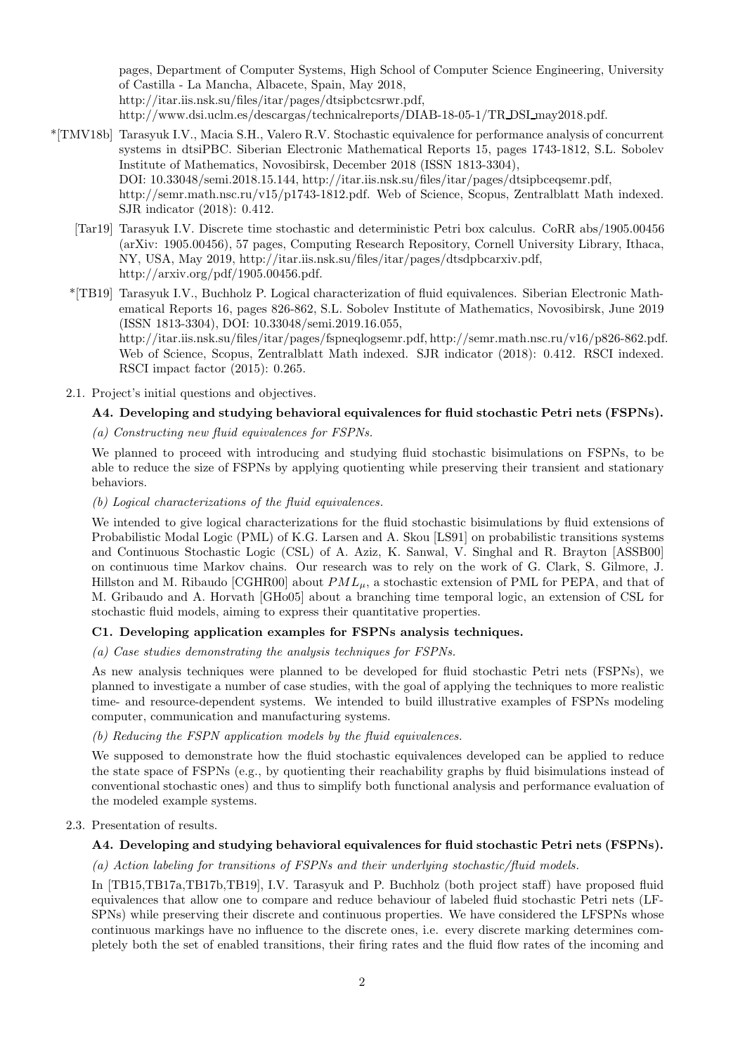pages, Department of Computer Systems, High School of Computer Science Engineering, University of Castilla - La Mancha, Albacete, Spain, May 2018,
http://itar.iis.nsk.su/files/itar/pages/dtsipbctcsrwr.pdf,
http://www.dsi.uclm.es/descargas/technicalreports/DIAB-18-05-1/TR_DSI_may2018.pdf.

*[TMV18b] Tarasyuk I.V., Macia S.H., Valero R.V. Stochastic equivalence for performance analysis of concurrent systems in dtsiPBC. Siberian Electronic Mathematical Reports 15, pages 1743-1812, S.L. Sobolev Institute of Mathematics, Novosibirsk, December 2018 (ISSN 1813-3304), DOI: 10.33048/semi.2018.15.144, http://itar.iis.nsk.su/files/itar/pages/dtsipbceqsemr.pdf, http://semr.math.nsc.ru/v15/p1743-1812.pdf. Web of Science, Scopus, Zentralblatt Math indexed. SJR indicator (2018): 0.412.

[Tar19] Tarasyuk I.V. Discrete time stochastic and deterministic Petri box calculus. CoRR abs/1905.00456 (arXiv: 1905.00456), 57 pages, Computing Research Repository, Cornell University Library, Ithaca, NY, USA, May 2019, http://itar.iis.nsk.su/files/itar/pages/dtsdpbcarxiv.pdf, http://arxiv.org/pdf/1905.00456.pdf.

*[TB19] Tarasyuk I.V., Buchholz P. Logical characterization of fluid equivalences. Siberian Electronic Mathematical Reports 16, pages 826-862, S.L. Sobolev Institute of Mathematics, Novosibirsk, June 2019 (ISSN 1813-3304), DOI: 10.33048/semi.2019.16.055, http://itar.iis.nsk.su/files/itar/pages/fspneqlogsemr.pdf, http://semr.math.nsc.ru/v16/p826-862.pdf. Web of Science, Scopus, Zentralblatt Math indexed. SJR indicator (2018): 0.412. RSCI indexed. RSCI impact factor (2015): 0.265.

2.1. Project's initial questions and objectives.

**A4. Developing and studying behavioral equivalences for fluid stochastic Petri nets (FSPNs).**

*(a) Constructing new fluid equivalences for FSPNs.*

We planned to proceed with introducing and studying fluid stochastic bisimulations on FSPNs, to be able to reduce the size of FSPNs by applying quotienting while preserving their transient and stationary behaviors.

*(b) Logical characterizations of the fluid equivalences.*

We intended to give logical characterizations for the fluid stochastic bisimulations by fluid extensions of Probabilistic Modal Logic (PML) of K.G. Larsen and A. Skou [LS91] on probabilistic transitions systems and Continuous Stochastic Logic (CSL) of A. Aziz, K. Sanwal, V. Singhal and R. Brayton [ASSB00] on continuous time Markov chains. Our research was to rely on the work of G. Clark, S. Gilmore, J. Hillston and M. Ribaudo [CGHR00] about $PML_\mu$, a stochastic extension of PML for PEPA, and that of M. Gribaudo and A. Horvath [GHo05] about a branching time temporal logic, an extension of CSL for stochastic fluid models, aiming to express their quantitative properties.

**C1. Developing application examples for FSPNs analysis techniques.**

*(a) Case studies demonstrating the analysis techniques for FSPNs.*

As new analysis techniques were planned to be developed for fluid stochastic Petri nets (FSPNs), we planned to investigate a number of case studies, with the goal of applying the techniques to more realistic time- and resource-dependent systems. We intended to build illustrative examples of FSPNs modeling computer, communication and manufacturing systems.

*(b) Reducing the FSPN application models by the fluid equivalences.*

We supposed to demonstrate how the fluid stochastic equivalences developed can be applied to reduce the state space of FSPNs (e.g., by quotienting their reachability graphs by fluid bisimulations instead of conventional stochastic ones) and thus to simplify both functional analysis and performance evaluation of the modeled example systems.

2.3. Presentation of results.

**A4. Developing and studying behavioral equivalences for fluid stochastic Petri nets (FSPNs).**

*(a) Action labeling for transitions of FSPNs and their underlying stochastic/fluid models.*

In [TB15,TB17a,TB17b,TB19], I.V. Tarasyuk and P. Buchholz (both project staff) have proposed fluid equivalences that allow one to compare and reduce behaviour of labeled fluid stochastic Petri nets (LFSPNs) while preserving their discrete and continuous properties. We have considered the LFSPNs whose continuous markings have no influence to the discrete ones, i.e. every discrete marking determines completely both the set of enabled transitions, their firing rates and the fluid flow rates of the incoming and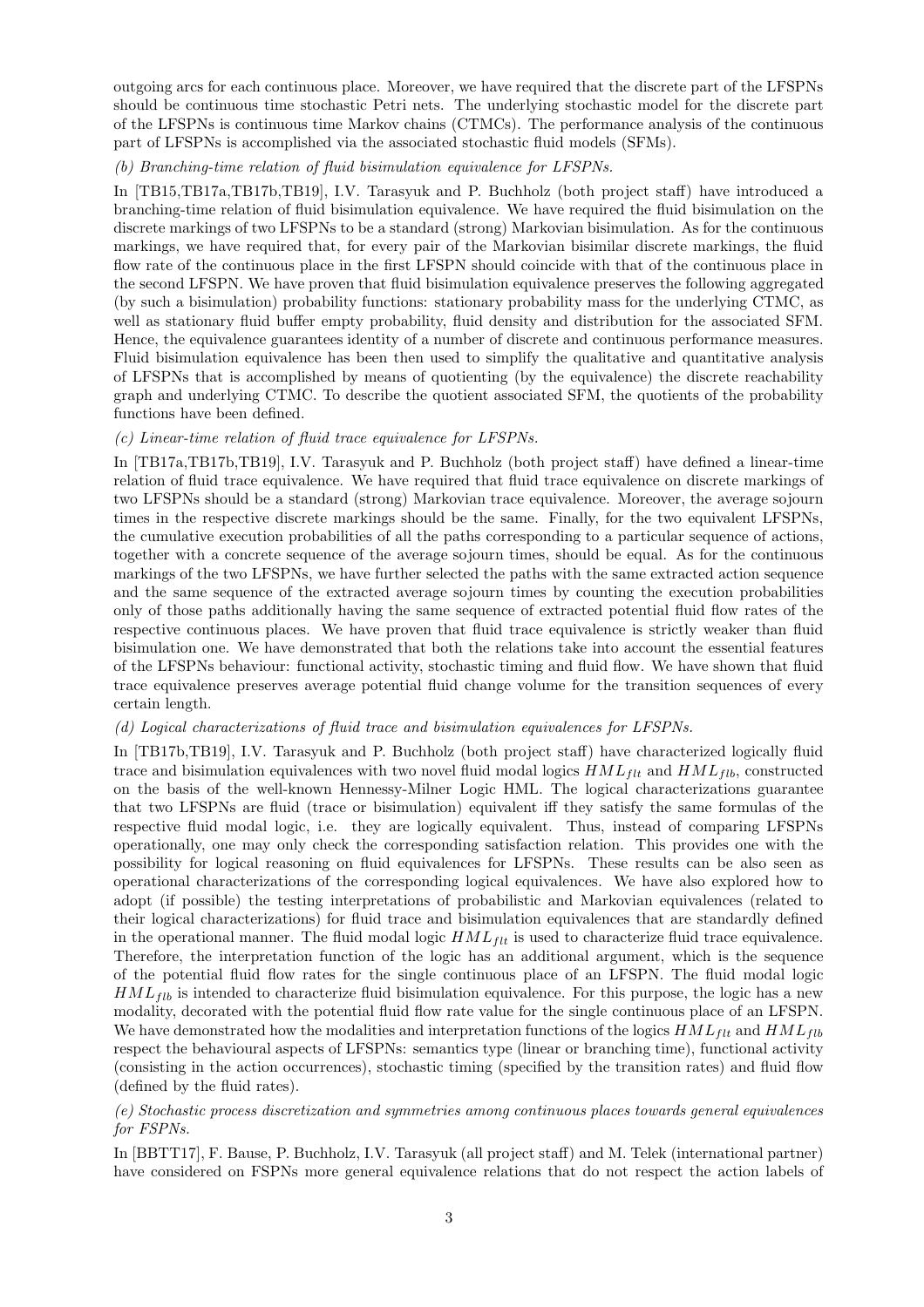outgoing arcs for each continuous place. Moreover, we have required that the discrete part of the LFSPNs should be continuous time stochastic Petri nets. The underlying stochastic model for the discrete part of the LFSPNs is continuous time Markov chains (CTMCs). The performance analysis of the continuous part of LFSPNs is accomplished via the associated stochastic fluid models (SFMs).

*(b) Branching-time relation of fluid bisimulation equivalence for LFSPNs.*

In [TB15,TB17a,TB17b,TB19], I.V. Tarasyuk and P. Buchholz (both project staff) have introduced a branching-time relation of fluid bisimulation equivalence. We have required the fluid bisimulation on the discrete markings of two LFSPNs to be a standard (strong) Markovian bisimulation. As for the continuous markings, we have required that, for every pair of the Markovian bisimilar discrete markings, the fluid flow rate of the continuous place in the first LFSPN should coincide with that of the continuous place in the second LFSPN. We have proven that fluid bisimulation equivalence preserves the following aggregated (by such a bisimulation) probability functions: stationary probability mass for the underlying CTMC, as well as stationary fluid buffer empty probability, fluid density and distribution for the associated SFM. Hence, the equivalence guarantees identity of a number of discrete and continuous performance measures. Fluid bisimulation equivalence has been then used to simplify the qualitative and quantitative analysis of LFSPNs that is accomplished by means of quotienting (by the equivalence) the discrete reachability graph and underlying CTMC. To describe the quotient associated SFM, the quotients of the probability functions have been defined.

*(c) Linear-time relation of fluid trace equivalence for LFSPNs.*

In [TB17a,TB17b,TB19], I.V. Tarasyuk and P. Buchholz (both project staff) have defined a linear-time relation of fluid trace equivalence. We have required that fluid trace equivalence on discrete markings of two LFSPNs should be a standard (strong) Markovian trace equivalence. Moreover, the average sojourn times in the respective discrete markings should be the same. Finally, for the two equivalent LFSPNs, the cumulative execution probabilities of all the paths corresponding to a particular sequence of actions, together with a concrete sequence of the average sojourn times, should be equal. As for the continuous markings of the two LFSPNs, we have further selected the paths with the same extracted action sequence and the same sequence of the extracted average sojourn times by counting the execution probabilities only of those paths additionally having the same sequence of extracted potential fluid flow rates of the respective continuous places. We have proven that fluid trace equivalence is strictly weaker than fluid bisimulation one. We have demonstrated that both the relations take into account the essential features of the LFSPNs behaviour: functional activity, stochastic timing and fluid flow. We have shown that fluid trace equivalence preserves average potential fluid change volume for the transition sequences of every certain length.

*(d) Logical characterizations of fluid trace and bisimulation equivalences for LFSPNs.*

In [TB17b,TB19], I.V. Tarasyuk and P. Buchholz (both project staff) have characterized logically fluid trace and bisimulation equivalences with two novel fluid modal logics $HML_{flt}$ and $HML_{flb}$, constructed on the basis of the well-known Hennessy-Milner Logic HML. The logical characterizations guarantee that two LFSPNs are fluid (trace or bisimulation) equivalent iff they satisfy the same formulas of the respective fluid modal logic, i.e. they are logically equivalent. Thus, instead of comparing LFSPNs operationally, one may only check the corresponding satisfaction relation. This provides one with the possibility for logical reasoning on fluid equivalences for LFSPNs. These results can be also seen as operational characterizations of the corresponding logical equivalences. We have also explored how to adopt (if possible) the testing interpretations of probabilistic and Markovian equivalences (related to their logical characterizations) for fluid trace and bisimulation equivalences that are standardly defined in the operational manner. The fluid modal logic $HML_{flt}$ is used to characterize fluid trace equivalence. Therefore, the interpretation function of the logic has an additional argument, which is the sequence of the potential fluid flow rates for the single continuous place of an LFSPN. The fluid modal logic $HML_{flb}$ is intended to characterize fluid bisimulation equivalence. For this purpose, the logic has a new modality, decorated with the potential fluid flow rate value for the single continuous place of an LFSPN. We have demonstrated how the modalities and interpretation functions of the logics $HML_{flt}$ and $HML_{flb}$ respect the behavioural aspects of LFSPNs: semantics type (linear or branching time), functional activity (consisting in the action occurrences), stochastic timing (specified by the transition rates) and fluid flow (defined by the fluid rates).

*(e) Stochastic process discretization and symmetries among continuous places towards general equivalences for FSPNs.*

In [BBTT17], F. Bause, P. Buchholz, I.V. Tarasyuk (all project staff) and M. Telek (international partner) have considered on FSPNs more general equivalence relations that do not respect the action labels of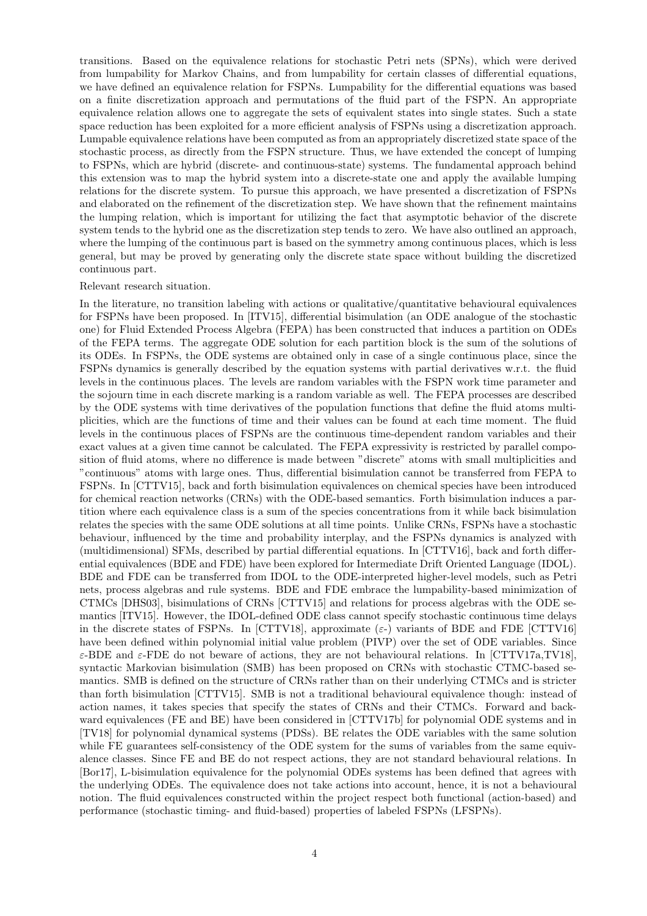transitions. Based on the equivalence relations for stochastic Petri nets (SPNs), which were derived from lumpability for Markov Chains, and from lumpability for certain classes of differential equations, we have defined an equivalence relation for FSPNs. Lumpability for the differential equations was based on a finite discretization approach and permutations of the fluid part of the FSPN. An appropriate equivalence relation allows one to aggregate the sets of equivalent states into single states. Such a state space reduction has been exploited for a more efficient analysis of FSPNs using a discretization approach. Lumpable equivalence relations have been computed as from an appropriately discretized state space of the stochastic process, as directly from the FSPN structure. Thus, we have extended the concept of lumping to FSPNs, which are hybrid (discrete- and continuous-state) systems. The fundamental approach behind this extension was to map the hybrid system into a discrete-state one and apply the available lumping relations for the discrete system. To pursue this approach, we have presented a discretization of FSPNs and elaborated on the refinement of the discretization step. We have shown that the refinement maintains the lumping relation, which is important for utilizing the fact that asymptotic behavior of the discrete system tends to the hybrid one as the discretization step tends to zero. We have also outlined an approach, where the lumping of the continuous part is based on the symmetry among continuous places, which is less general, but may be proved by generating only the discrete state space without building the discretized continuous part.

Relevant research situation.

In the literature, no transition labeling with actions or qualitative/quantitative behavioural equivalences for FSPNs have been proposed. In [ITV15], differential bisimulation (an ODE analogue of the stochastic one) for Fluid Extended Process Algebra (FEPA) has been constructed that induces a partition on ODEs of the FEPA terms. The aggregate ODE solution for each partition block is the sum of the solutions of its ODEs. In FSPNs, the ODE systems are obtained only in case of a single continuous place, since the FSPNs dynamics is generally described by the equation systems with partial derivatives w.r.t. the fluid levels in the continuous places. The levels are random variables with the FSPN work time parameter and the sojourn time in each discrete marking is a random variable as well. The FEPA processes are described by the ODE systems with time derivatives of the population functions that define the fluid atoms multiplicities, which are the functions of time and their values can be found at each time moment. The fluid levels in the continuous places of FSPNs are the continuous time-dependent random variables and their exact values at a given time cannot be calculated. The FEPA expressivity is restricted by parallel composition of fluid atoms, where no difference is made between "discrete" atoms with small multiplicities and "continuous" atoms with large ones. Thus, differential bisimulation cannot be transferred from FEPA to FSPNs. In [CTTV15], back and forth bisimulation equivalences on chemical species have been introduced for chemical reaction networks (CRNs) with the ODE-based semantics. Forth bisimulation induces a partition where each equivalence class is a sum of the species concentrations from it while back bisimulation relates the species with the same ODE solutions at all time points. Unlike CRNs, FSPNs have a stochastic behaviour, influenced by the time and probability interplay, and the FSPNs dynamics is analyzed with (multidimensional) SFMs, described by partial differential equations. In [CTTV16], back and forth differential equivalences (BDE and FDE) have been explored for Intermediate Drift Oriented Language (IDOL). BDE and FDE can be transferred from IDOL to the ODE-interpreted higher-level models, such as Petri nets, process algebras and rule systems. BDE and FDE embrace the lumpability-based minimization of CTMCs [DHS03], bisimulations of CRNs [CTTV15] and relations for process algebras with the ODE semantics [ITV15]. However, the IDOL-defined ODE class cannot specify stochastic continuous time delays in the discrete states of FSPNs. In [CTTV18], approximate ($\varepsilon$-) variants of BDE and FDE [CTTV16] have been defined within polynomial initial value problem (PIVP) over the set of ODE variables. Since $\varepsilon$-BDE and $\varepsilon$-FDE do not beware of actions, they are not behavioural relations. In [CTTV17a,TV18], syntactic Markovian bisimulation (SMB) has been proposed on CRNs with stochastic CTMC-based semantics. SMB is defined on the structure of CRNs rather than on their underlying CTMCs and is stricter than forth bisimulation [CTTV15]. SMB is not a traditional behavioural equivalence though: instead of action names, it takes species that specify the states of CRNs and their CTMCs. Forward and backward equivalences (FE and BE) have been considered in [CTTV17b] for polynomial ODE systems and in [TV18] for polynomial dynamical systems (PDSs). BE relates the ODE variables with the same solution while FE guarantees self-consistency of the ODE system for the sums of variables from the same equivalence classes. Since FE and BE do not respect actions, they are not standard behavioural relations. In [Bor17], L-bisimulation equivalence for the polynomial ODEs systems has been defined that agrees with the underlying ODEs. The equivalence does not take actions into account, hence, it is not a behavioural notion. The fluid equivalences constructed within the project respect both functional (action-based) and performance (stochastic timing- and fluid-based) properties of labeled FSPNs (LFSPNs).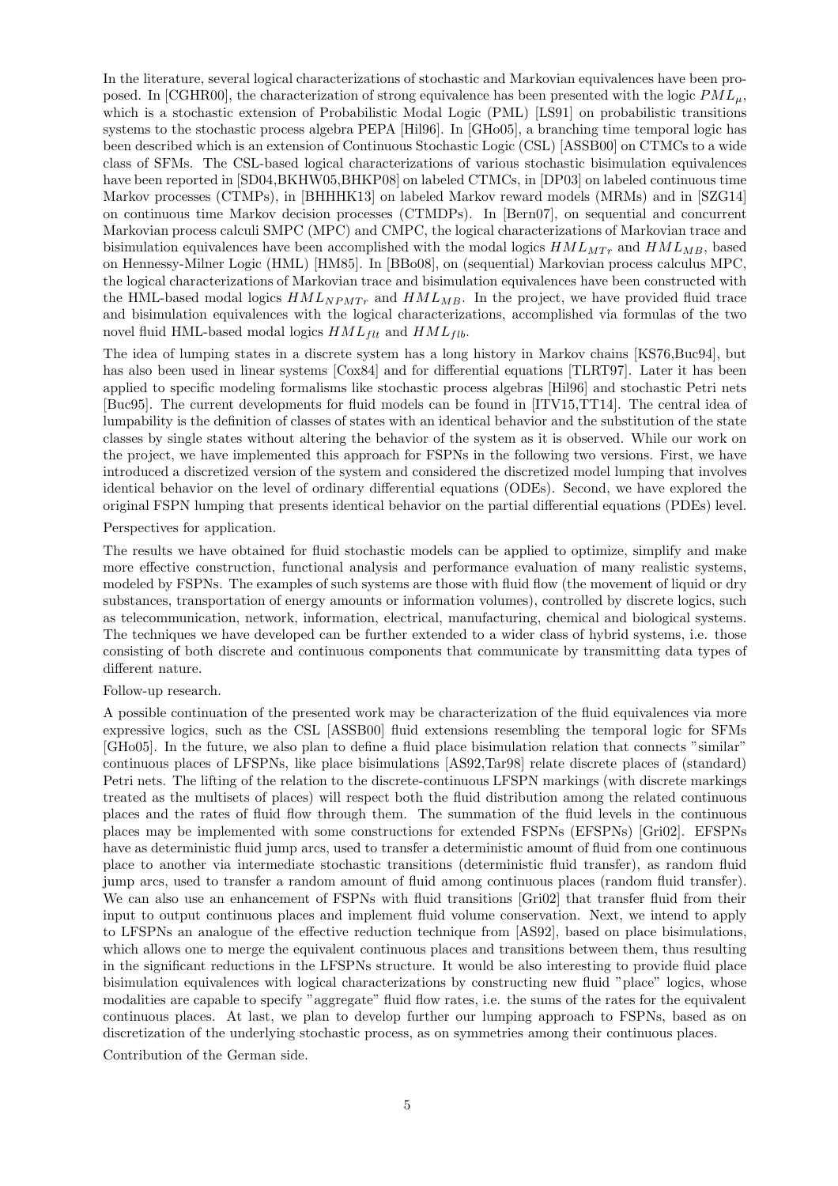In the literature, several logical characterizations of stochastic and Markovian equivalences have been proposed. In [CGHR00], the characterization of strong equivalence has been presented with the logic $PML_{\mu}$, which is a stochastic extension of Probabilistic Modal Logic (PML) [LS91] on probabilistic transitions systems to the stochastic process algebra PEPA [Hil96]. In [GHo05], a branching time temporal logic has been described which is an extension of Continuous Stochastic Logic (CSL) [ASSB00] on CTMCs to a wide class of SFMs. The CSL-based logical characterizations of various stochastic bisimulation equivalences have been reported in [SD04,BKHW05,BHKP08] on labeled CTMCs, in [DP03] on labeled continuous time Markov processes (CTMPs), in [BHHHK13] on labeled Markov reward models (MRMs) and in [SZG14] on continuous time Markov decision processes (CTMDPs). In [Bern07], on sequential and concurrent Markovian process calculi SMPC (MPC) and CMPC, the logical characterizations of Markovian trace and bisimulation equivalences have been accomplished with the modal logics $HML_{MTr}$ and $HML_{MB}$, based on Hennessy-Milner Logic (HML) [HM85]. In [BBo08], on (sequential) Markovian process calculus MPC, the logical characterizations of Markovian trace and bisimulation equivalences have been constructed with the HML-based modal logics $HML_{NPMTr}$ and $HML_{MB}$. In the project, we have provided fluid trace and bisimulation equivalences with the logical characterizations, accomplished via formulas of the two novel fluid HML-based modal logics $HML_{flt}$ and $HML_{flb}$.

The idea of lumping states in a discrete system has a long history in Markov chains [KS76,Buc94], but has also been used in linear systems [Cox84] and for differential equations [TLRT97]. Later it has been applied to specific modeling formalisms like stochastic process algebras [Hil96] and stochastic Petri nets [Buc95]. The current developments for fluid models can be found in [ITV15,TT14]. The central idea of lumpability is the definition of classes of states with an identical behavior and the substitution of the state classes by single states without altering the behavior of the system as it is observed. While our work on the project, we have implemented this approach for FSPNs in the following two versions. First, we have introduced a discretized version of the system and considered the discretized model lumping that involves identical behavior on the level of ordinary differential equations (ODEs). Second, we have explored the original FSPN lumping that presents identical behavior on the partial differential equations (PDEs) level.

Perspectives for application.

The results we have obtained for fluid stochastic models can be applied to optimize, simplify and make more effective construction, functional analysis and performance evaluation of many realistic systems, modeled by FSPNs. The examples of such systems are those with fluid flow (the movement of liquid or dry substances, transportation of energy amounts or information volumes), controlled by discrete logics, such as telecommunication, network, information, electrical, manufacturing, chemical and biological systems. The techniques we have developed can be further extended to a wider class of hybrid systems, i.e. those consisting of both discrete and continuous components that communicate by transmitting data types of different nature.

Follow-up research.

A possible continuation of the presented work may be characterization of the fluid equivalences via more expressive logics, such as the CSL [ASSB00] fluid extensions resembling the temporal logic for SFMs [GHo05]. In the future, we also plan to define a fluid place bisimulation relation that connects "similar" continuous places of LFSPNs, like place bisimulations [AS92,Tar98] relate discrete places of (standard) Petri nets. The lifting of the relation to the discrete-continuous LFSPN markings (with discrete markings treated as the multisets of places) will respect both the fluid distribution among the related continuous places and the rates of fluid flow through them. The summation of the fluid levels in the continuous places may be implemented with some constructions for extended FSPNs (EFSPNs) [Gri02]. EFSPNs have as deterministic fluid jump arcs, used to transfer a deterministic amount of fluid from one continuous place to another via intermediate stochastic transitions (deterministic fluid transfer), as random fluid jump arcs, used to transfer a random amount of fluid among continuous places (random fluid transfer). We can also use an enhancement of FSPNs with fluid transitions [Gri02] that transfer fluid from their input to output continuous places and implement fluid volume conservation. Next, we intend to apply to LFSPNs an analogue of the effective reduction technique from [AS92], based on place bisimulations, which allows one to merge the equivalent continuous places and transitions between them, thus resulting in the significant reductions in the LFSPNs structure. It would be also interesting to provide fluid place bisimulation equivalences with logical characterizations by constructing new fluid "place" logics, whose modalities are capable to specify "aggregate" fluid flow rates, i.e. the sums of the rates for the equivalent continuous places. At last, we plan to develop further our lumping approach to FSPNs, based as on discretization of the underlying stochastic process, as on symmetries among their continuous places.

Contribution of the German side.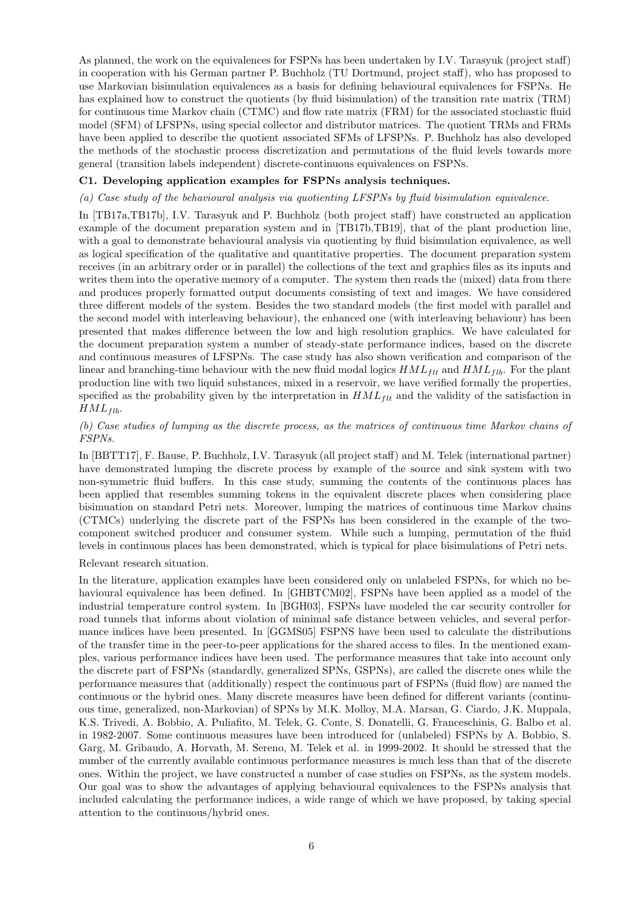As planned, the work on the equivalences for FSPNs has been undertaken by I.V. Tarasyuk (project staff) in cooperation with his German partner P. Buchholz (TU Dortmund, project staff), who has proposed to use Markovian bisimulation equivalences as a basis for defining behavioural equivalences for FSPNs. He has explained how to construct the quotients (by fluid bisimulation) of the transition rate matrix (TRM) for continuous time Markov chain (CTMC) and flow rate matrix (FRM) for the associated stochastic fluid model (SFM) of LFSPNs, using special collector and distributor matrices. The quotient TRMs and FRMs have been applied to describe the quotient associated SFMs of LFSPNs. P. Buchholz has also developed the methods of the stochastic process discretization and permutations of the fluid levels towards more general (transition labels independent) discrete-continuous equivalences on FSPNs.

**C1. Developing application examples for FSPNs analysis techniques.**

*(a) Case study of the behavioural analysis via quotienting LFSPNs by fluid bisimulation equivalence.*

In [TB17a,TB17b], I.V. Tarasyuk and P. Buchholz (both project staff) have constructed an application example of the document preparation system and in [TB17b,TB19], that of the plant production line, with a goal to demonstrate behavioural analysis via quotienting by fluid bisimulation equivalence, as well as logical specification of the qualitative and quantitative properties. The document preparation system receives (in an arbitrary order or in parallel) the collections of the text and graphics files as its inputs and writes them into the operative memory of a computer. The system then reads the (mixed) data from there and produces properly formatted output documents consisting of text and images. We have considered three different models of the system. Besides the two standard models (the first model with parallel and the second model with interleaving behaviour), the enhanced one (with interleaving behaviour) has been presented that makes difference between the low and high resolution graphics. We have calculated for the document preparation system a number of steady-state performance indices, based on the discrete and continuous measures of LFSPNs. The case study has also shown verification and comparison of the linear and branching-time behaviour with the new fluid modal logics $HML_{flt}$ and $HML_{flb}$. For the plant production line with two liquid substances, mixed in a reservoir, we have verified formally the properties, specified as the probability given by the interpretation in $HML_{flt}$ and the validity of the satisfaction in $HML_{flb}$.

*(b) Case studies of lumping as the discrete process, as the matrices of continuous time Markov chains of FSPNs.*

In [BBTT17], F. Bause, P. Buchholz, I.V. Tarasyuk (all project staff) and M. Telek (international partner) have demonstrated lumping the discrete process by example of the source and sink system with two non-symmetric fluid buffers. In this case study, summing the contents of the continuous places has been applied that resembles summing tokens in the equivalent discrete places when considering place bisimuation on standard Petri nets. Moreover, lumping the matrices of continuous time Markov chains (CTMCs) underlying the discrete part of the FSPNs has been considered in the example of the two-component switched producer and consumer system. While such a lumping, permutation of the fluid levels in continuous places has been demonstrated, which is typical for place bisimulations of Petri nets.

Relevant research situation.

In the literature, application examples have been considered only on unlabeled FSPNs, for which no behavioural equivalence has been defined. In [GHBTCM02], FSPNs have been applied as a model of the industrial temperature control system. In [BGH03], FSPNs have modeled the car security controller for road tunnels that informs about violation of minimal safe distance between vehicles, and several performance indices have been presented. In [GGMS05] FSPNS have been used to calculate the distributions of the transfer time in the peer-to-peer applications for the shared access to files. In the mentioned examples, various performance indices have been used. The performance measures that take into account only the discrete part of FSPNs (standardly, generalized SPNs, GSPNs), are called the discrete ones while the performance measures that (additionally) respect the continuous part of FSPNs (fluid flow) are named the continuous or the hybrid ones. Many discrete measures have been defined for different variants (continuous time, generalized, non-Markovian) of SPNs by M.K. Molloy, M.A. Marsan, G. Ciardo, J.K. Muppala, K.S. Trivedi, A. Bobbio, A. Puliafito, M. Telek, G. Conte, S. Donatelli, G. Franceschinis, G. Balbo et al. in 1982-2007. Some continuous measures have been introduced for (unlabeled) FSPNs by A. Bobbio, S. Garg, M. Gribaudo, A. Horvath, M. Sereno, M. Telek et al. in 1999-2002. It should be stressed that the number of the currently available continuous performance measures is much less than that of the discrete ones. Within the project, we have constructed a number of case studies on FSPNs, as the system models. Our goal was to show the advantages of applying behavioural equivalences to the FSPNs analysis that included calculating the performance indices, a wide range of which we have proposed, by taking special attention to the continuous/hybrid ones.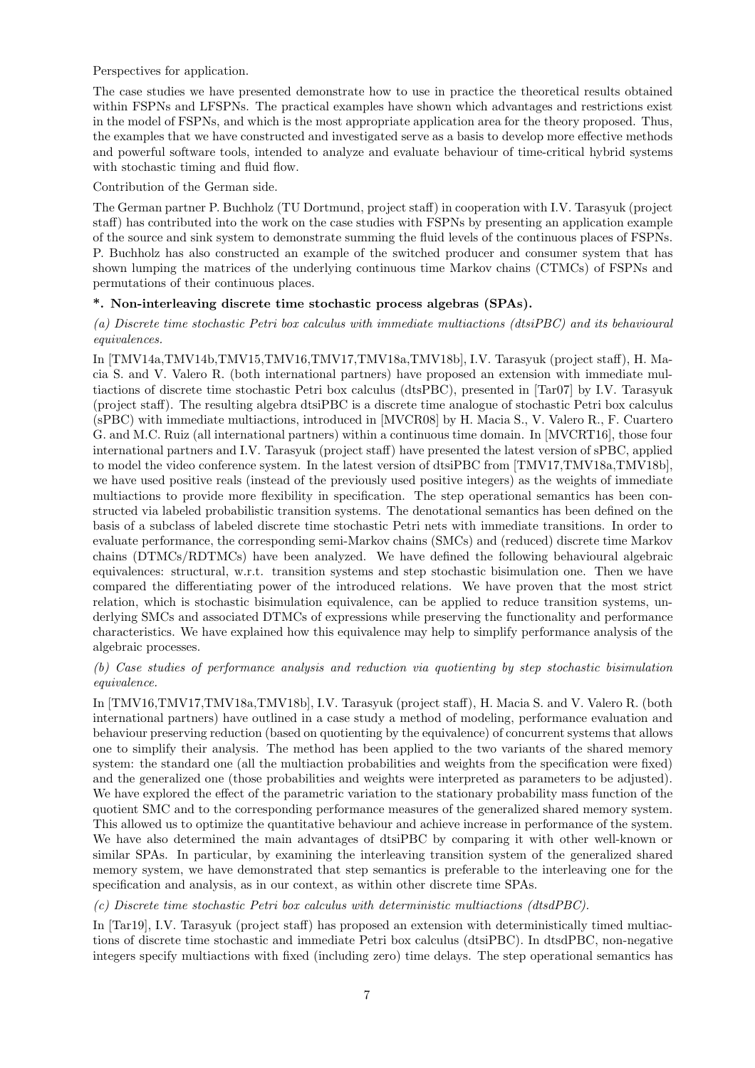Perspectives for application.

The case studies we have presented demonstrate how to use in practice the theoretical results obtained within FSPNs and LFSPNs. The practical examples have shown which advantages and restrictions exist in the model of FSPNs, and which is the most appropriate application area for the theory proposed. Thus, the examples that we have constructed and investigated serve as a basis to develop more effective methods and powerful software tools, intended to analyze and evaluate behaviour of time-critical hybrid systems with stochastic timing and fluid flow.

Contribution of the German side.

The German partner P. Buchholz (TU Dortmund, project staff) in cooperation with I.V. Tarasyuk (project staff) has contributed into the work on the case studies with FSPNs by presenting an application example of the source and sink system to demonstrate summing the fluid levels of the continuous places of FSPNs. P. Buchholz has also constructed an example of the switched producer and consumer system that has shown lumping the matrices of the underlying continuous time Markov chains (CTMCs) of FSPNs and permutations of their continuous places.

**\*. Non-interleaving discrete time stochastic process algebras (SPAs).**

*(a) Discrete time stochastic Petri box calculus with immediate multiactions (dtsiPBC) and its behavioural equivalences.*

In [TMV14a,TMV14b,TMV15,TMV16,TMV17,TMV18a,TMV18b], I.V. Tarasyuk (project staff), H. Macia S. and V. Valero R. (both international partners) have proposed an extension with immediate multiactions of discrete time stochastic Petri box calculus (dtsPBC), presented in [Tar07] by I.V. Tarasyuk (project staff). The resulting algebra dtsiPBC is a discrete time analogue of stochastic Petri box calculus (sPBC) with immediate multiactions, introduced in [MVCR08] by H. Macia S., V. Valero R., F. Cuartero G. and M.C. Ruiz (all international partners) within a continuous time domain. In [MVCRT16], those four international partners and I.V. Tarasyuk (project staff) have presented the latest version of sPBC, applied to model the video conference system. In the latest version of dtsiPBC from [TMV17,TMV18a,TMV18b], we have used positive reals (instead of the previously used positive integers) as the weights of immediate multiactions to provide more flexibility in specification. The step operational semantics has been constructed via labeled probabilistic transition systems. The denotational semantics has been defined on the basis of a subclass of labeled discrete time stochastic Petri nets with immediate transitions. In order to evaluate performance, the corresponding semi-Markov chains (SMCs) and (reduced) discrete time Markov chains (DTMCs/RDTMCs) have been analyzed. We have defined the following behavioural algebraic equivalences: structural, w.r.t. transition systems and step stochastic bisimulation one. Then we have compared the differentiating power of the introduced relations. We have proven that the most strict relation, which is stochastic bisimulation equivalence, can be applied to reduce transition systems, underlying SMCs and associated DTMCs of expressions while preserving the functionality and performance characteristics. We have explained how this equivalence may help to simplify performance analysis of the algebraic processes.

*(b) Case studies of performance analysis and reduction via quotienting by step stochastic bisimulation equivalence.*

In [TMV16,TMV17,TMV18a,TMV18b], I.V. Tarasyuk (project staff), H. Macia S. and V. Valero R. (both international partners) have outlined in a case study a method of modeling, performance evaluation and behaviour preserving reduction (based on quotienting by the equivalence) of concurrent systems that allows one to simplify their analysis. The method has been applied to the two variants of the shared memory system: the standard one (all the multiaction probabilities and weights from the specification were fixed) and the generalized one (those probabilities and weights were interpreted as parameters to be adjusted). We have explored the effect of the parametric variation to the stationary probability mass function of the quotient SMC and to the corresponding performance measures of the generalized shared memory system. This allowed us to optimize the quantitative behaviour and achieve increase in performance of the system. We have also determined the main advantages of dtsiPBC by comparing it with other well-known or similar SPAs. In particular, by examining the interleaving transition system of the generalized shared memory system, we have demonstrated that step semantics is preferable to the interleaving one for the specification and analysis, as in our context, as within other discrete time SPAs.

*(c) Discrete time stochastic Petri box calculus with deterministic multiactions (dtsdPBC).*

In [Tar19], I.V. Tarasyuk (project staff) has proposed an extension with deterministically timed multiactions of discrete time stochastic and immediate Petri box calculus (dtsiPBC). In dtsdPBC, non-negative integers specify multiactions with fixed (including zero) time delays. The step operational semantics has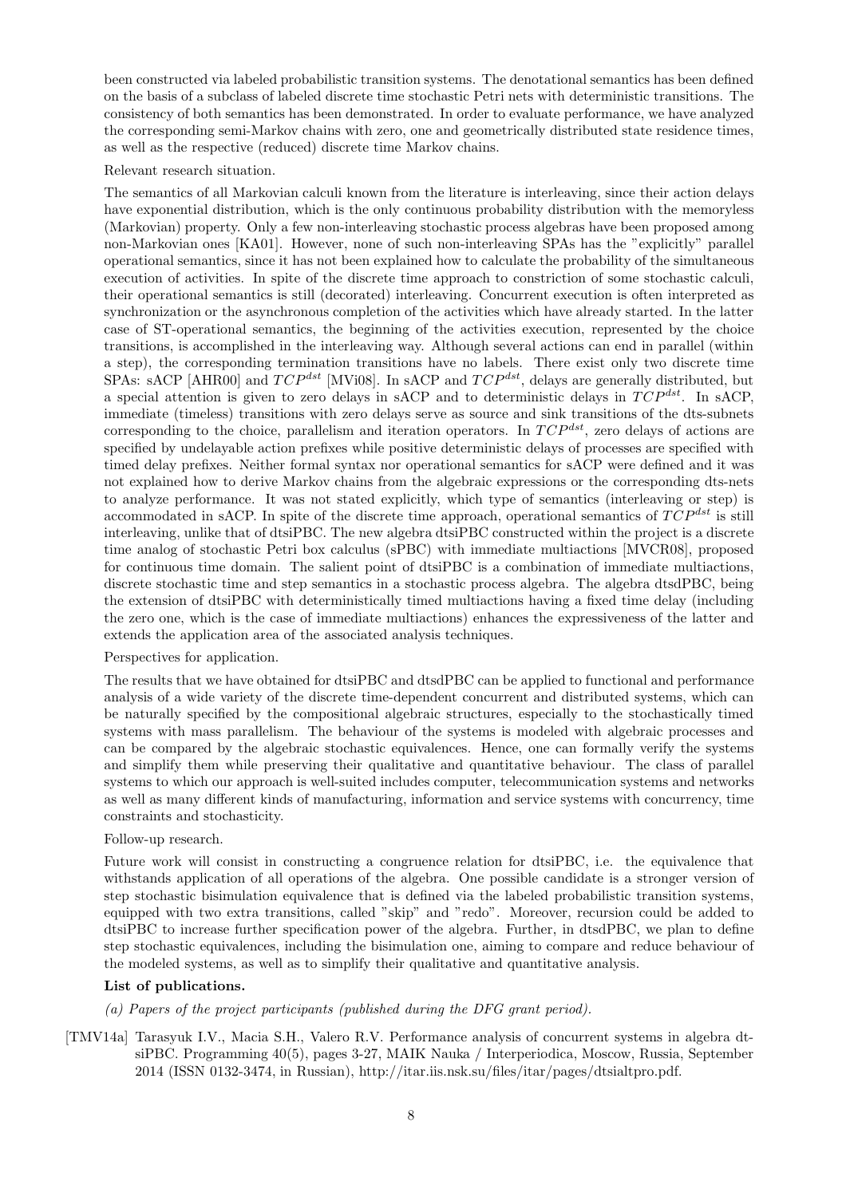been constructed via labeled probabilistic transition systems. The denotational semantics has been defined on the basis of a subclass of labeled discrete time stochastic Petri nets with deterministic transitions. The consistency of both semantics has been demonstrated. In order to evaluate performance, we have analyzed the corresponding semi-Markov chains with zero, one and geometrically distributed state residence times, as well as the respective (reduced) discrete time Markov chains.

Relevant research situation.

The semantics of all Markovian calculi known from the literature is interleaving, since their action delays have exponential distribution, which is the only continuous probability distribution with the memoryless (Markovian) property. Only a few non-interleaving stochastic process algebras have been proposed among non-Markovian ones [KA01]. However, none of such non-interleaving SPAs has the "explicitly" parallel operational semantics, since it has not been explained how to calculate the probability of the simultaneous execution of activities. In spite of the discrete time approach to constriction of some stochastic calculi, their operational semantics is still (decorated) interleaving. Concurrent execution is often interpreted as synchronization or the asynchronous completion of the activities which have already started. In the latter case of ST-operational semantics, the beginning of the activities execution, represented by the choice transitions, is accomplished in the interleaving way. Although several actions can end in parallel (within a step), the corresponding termination transitions have no labels. There exist only two discrete time SPAs: sACP [AHR00] and $TCP^{dst}$ [MVi08]. In sACP and $TCP^{dst}$, delays are generally distributed, but a special attention is given to zero delays in sACP and to deterministic delays in $TCP^{dst}$. In sACP, immediate (timeless) transitions with zero delays serve as source and sink transitions of the dts-subnets corresponding to the choice, parallelism and iteration operators. In $TCP^{dst}$, zero delays of actions are specified by undelayable action prefixes while positive deterministic delays of processes are specified with timed delay prefixes. Neither formal syntax nor operational semantics for sACP were defined and it was not explained how to derive Markov chains from the algebraic expressions or the corresponding dts-nets to analyze performance. It was not stated explicitly, which type of semantics (interleaving or step) is accommodated in sACP. In spite of the discrete time approach, operational semantics of $TCP^{dst}$ is still interleaving, unlike that of dtsiPBC. The new algebra dtsiPBC constructed within the project is a discrete time analog of stochastic Petri box calculus (sPBC) with immediate multiactions [MVCR08], proposed for continuous time domain. The salient point of dtsiPBC is a combination of immediate multiactions, discrete stochastic time and step semantics in a stochastic process algebra. The algebra dtsdPBC, being the extension of dtsiPBC with deterministically timed multiactions having a fixed time delay (including the zero one, which is the case of immediate multiactions) enhances the expressiveness of the latter and extends the application area of the associated analysis techniques.

Perspectives for application.

The results that we have obtained for dtsiPBC and dtsdPBC can be applied to functional and performance analysis of a wide variety of the discrete time-dependent concurrent and distributed systems, which can be naturally specified by the compositional algebraic structures, especially to the stochastically timed systems with mass parallelism. The behaviour of the systems is modeled with algebraic processes and can be compared by the algebraic stochastic equivalences. Hence, one can formally verify the systems and simplify them while preserving their qualitative and quantitative behaviour. The class of parallel systems to which our approach is well-suited includes computer, telecommunication systems and networks as well as many different kinds of manufacturing, information and service systems with concurrency, time constraints and stochasticity.

Follow-up research.

Future work will consist in constructing a congruence relation for dtsiPBC, i.e. the equivalence that withstands application of all operations of the algebra. One possible candidate is a stronger version of step stochastic bisimulation equivalence that is defined via the labeled probabilistic transition systems, equipped with two extra transitions, called "skip" and "redo". Moreover, recursion could be added to dtsiPBC to increase further specification power of the algebra. Further, in dtsdPBC, we plan to define step stochastic equivalences, including the bisimulation one, aiming to compare and reduce behaviour of the modeled systems, as well as to simplify their qualitative and quantitative analysis.

**List of publications.**

*(a) Papers of the project participants (published during the DFG grant period).*

[TMV14a] Tarasyuk I.V., Macia S.H., Valero R.V. Performance analysis of concurrent systems in algebra dtsiPBC. Programming 40(5), pages 3-27, MAIK Nauka / Interperiodica, Moscow, Russia, September 2014 (ISSN 0132-3474, in Russian), http://itar.iis.nsk.su/files/itar/pages/dtsialtpro.pdf.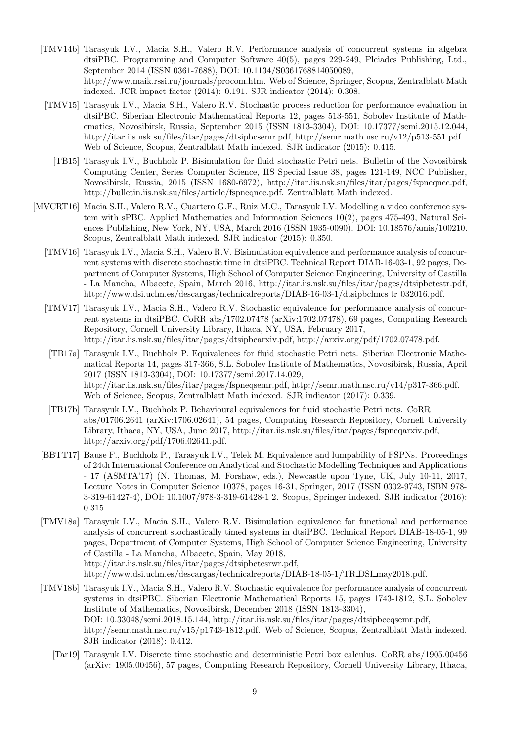[TMV14b] Tarasyuk I.V., Macia S.H., Valero R.V. Performance analysis of concurrent systems in algebra dtsiPBC. Programming and Computer Software 40(5), pages 229-249, Pleiades Publishing, Ltd., September 2014 (ISSN 0361-7688), DOI: 10.1134/S0361768814050089, http://www.maik.rssi.ru/journals/procom.htm. Web of Science, Springer, Scopus, Zentralblatt Math indexed. JCR impact factor (2014): 0.191. SJR indicator (2014): 0.308.

[TMV15] Tarasyuk I.V., Macia S.H., Valero R.V. Stochastic process reduction for performance evaluation in dtsiPBC. Siberian Electronic Mathematical Reports 12, pages 513-551, Sobolev Institute of Mathematics, Novosibirsk, Russia, September 2015 (ISSN 1813-3304), DOI: 10.17377/semi.2015.12.044, http://itar.iis.nsk.su/files/itar/pages/dtsipbcsemr.pdf, http://semr.math.nsc.ru/v12/p513-551.pdf. Web of Science, Scopus, Zentralblatt Math indexed. SJR indicator (2015): 0.415.

[TB15] Tarasyuk I.V., Buchholz P. Bisimulation for fluid stochastic Petri nets. Bulletin of the Novosibirsk Computing Center, Series Computer Science, IIS Special Issue 38, pages 121-149, NCC Publisher, Novosibirsk, Russia, 2015 (ISSN 1680-6972), http://itar.iis.nsk.su/files/itar/pages/fspneqncc.pdf, http://bulletin.iis.nsk.su/files/article/fspneqncc.pdf. Zentralblatt Math indexed.

[MVCRT16] Macia S.H., Valero R.V., Cuartero G.F., Ruiz M.C., Tarasyuk I.V. Modelling a video conference system with sPBC. Applied Mathematics and Information Sciences 10(2), pages 475-493, Natural Sciences Publishing, New York, NY, USA, March 2016 (ISSN 1935-0090). DOI: 10.18576/amis/100210. Scopus, Zentralblatt Math indexed. SJR indicator (2015): 0.350.

[TMV16] Tarasyuk I.V., Macia S.H., Valero R.V. Bisimulation equivalence and performance analysis of concurrent systems with discrete stochastic time in dtsiPBC. Technical Report DIAB-16-03-1, 92 pages, Department of Computer Systems, High School of Computer Science Engineering, University of Castilla - La Mancha, Albacete, Spain, March 2016, http://itar.iis.nsk.su/files/itar/pages/dtsipbctcstr.pdf, http://www.dsi.uclm.es/descargas/technicalreports/DIAB-16-03-1/dtsipbclmcs_tr_032016.pdf.

[TMV17] Tarasyuk I.V., Macia S.H., Valero R.V. Stochastic equivalence for performance analysis of concurrent systems in dtsiPBC. CoRR abs/1702.07478 (arXiv:1702.07478), 69 pages, Computing Research Repository, Cornell University Library, Ithaca, NY, USA, February 2017, http://itar.iis.nsk.su/files/itar/pages/dtsipbcarxiv.pdf, http://arxiv.org/pdf/1702.07478.pdf.

[TB17a] Tarasyuk I.V., Buchholz P. Equivalences for fluid stochastic Petri nets. Siberian Electronic Mathematical Reports 14, pages 317-366, S.L. Sobolev Institute of Mathematics, Novosibirsk, Russia, April 2017 (ISSN 1813-3304), DOI: 10.17377/semi.2017.14.029, http://itar.iis.nsk.su/files/itar/pages/fspneqsemr.pdf, http://semr.math.nsc.ru/v14/p317-366.pdf. Web of Science, Scopus, Zentralblatt Math indexed. SJR indicator (2017): 0.339.

[TB17b] Tarasyuk I.V., Buchholz P. Behavioural equivalences for fluid stochastic Petri nets. CoRR abs/01706.2641 (arXiv:1706.02641), 54 pages, Computing Research Repository, Cornell University Library, Ithaca, NY, USA, June 2017, http://itar.iis.nsk.su/files/itar/pages/fspneqarxiv.pdf, http://arxiv.org/pdf/1706.02641.pdf.

[BBTT17] Bause F., Buchholz P., Tarasyuk I.V., Telek M. Equivalence and lumpability of FSPNs. Proceedings of 24th International Conference on Analytical and Stochastic Modelling Techniques and Applications - 17 (ASMTA'17) (N. Thomas, M. Forshaw, eds.), Newcastle upon Tyne, UK, July 10-11, 2017, Lecture Notes in Computer Science 10378, pages 16-31, Springer, 2017 (ISSN 0302-9743, ISBN 978-3-319-61427-4), DOI: 10.1007/978-3-319-61428-1_2. Scopus, Springer indexed. SJR indicator (2016): 0.315.

[TMV18a] Tarasyuk I.V., Macia S.H., Valero R.V. Bisimulation equivalence for functional and performance analysis of concurrent stochastically timed systems in dtsiPBC. Technical Report DIAB-18-05-1, 99 pages, Department of Computer Systems, High School of Computer Science Engineering, University of Castilla - La Mancha, Albacete, Spain, May 2018, http://itar.iis.nsk.su/files/itar/pages/dtsipbctcsrwr.pdf, http://www.dsi.uclm.es/descargas/technicalreports/DIAB-18-05-1/TR_DSI_may2018.pdf.

[TMV18b] Tarasyuk I.V., Macia S.H., Valero R.V. Stochastic equivalence for performance analysis of concurrent systems in dtsiPBC. Siberian Electronic Mathematical Reports 15, pages 1743-1812, S.L. Sobolev Institute of Mathematics, Novosibirsk, December 2018 (ISSN 1813-3304), DOI: 10.33048/semi.2018.15.144, http://itar.iis.nsk.su/files/itar/pages/dtsipbceqsemr.pdf, http://semr.math.nsc.ru/v15/p1743-1812.pdf. Web of Science, Scopus, Zentralblatt Math indexed. SJR indicator (2018): 0.412.

[Tar19] Tarasyuk I.V. Discrete time stochastic and deterministic Petri box calculus. CoRR abs/1905.00456 (arXiv: 1905.00456), 57 pages, Computing Research Repository, Cornell University Library, Ithaca,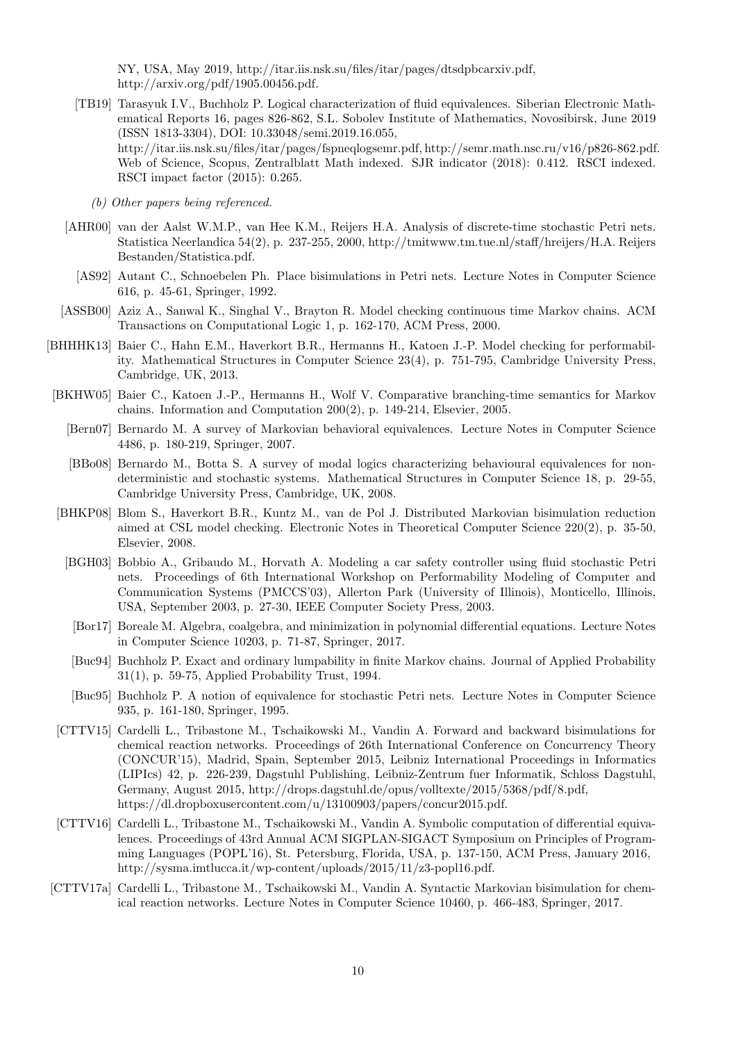NY, USA, May 2019, http://itar.iis.nsk.su/files/itar/pages/dtsdpbcarxiv.pdf, http://arxiv.org/pdf/1905.00456.pdf.

[TB19] Tarasyuk I.V., Buchholz P. Logical characterization of fluid equivalences. Siberian Electronic Mathematical Reports 16, pages 826-862, S.L. Sobolev Institute of Mathematics, Novosibirsk, June 2019 (ISSN 1813-3304), DOI: 10.33048/semi.2019.16.055, http://itar.iis.nsk.su/files/itar/pages/fspneqlogsemr.pdf, http://semr.math.nsc.ru/v16/p826-862.pdf. Web of Science, Scopus, Zentralblatt Math indexed. SJR indicator (2018): 0.412. RSCI indexed. RSCI impact factor (2015): 0.265.

*(b) Other papers being referenced.*

[AHR00] van der Aalst W.M.P., van Hee K.M., Reijers H.A. Analysis of discrete-time stochastic Petri nets. Statistica Neerlandica 54(2), p. 237-255, 2000, http://tmitwww.tm.tue.nl/staff/hreijers/H.A. Reijers Bestanden/Statistica.pdf.

[AS92] Autant C., Schnoebelen Ph. Place bisimulations in Petri nets. Lecture Notes in Computer Science 616, p. 45-61, Springer, 1992.

[ASSB00] Aziz A., Sanwal K., Singhal V., Brayton R. Model checking continuous time Markov chains. ACM Transactions on Computational Logic 1, p. 162-170, ACM Press, 2000.

[BHHHK13] Baier C., Hahn E.M., Haverkort B.R., Hermanns H., Katoen J.-P. Model checking for performability. Mathematical Structures in Computer Science 23(4), p. 751-795, Cambridge University Press, Cambridge, UK, 2013.

[BKHW05] Baier C., Katoen J.-P., Hermanns H., Wolf V. Comparative branching-time semantics for Markov chains. Information and Computation 200(2), p. 149-214, Elsevier, 2005.

[Bern07] Bernardo M. A survey of Markovian behavioral equivalences. Lecture Notes in Computer Science 4486, p. 180-219, Springer, 2007.

[BBo08] Bernardo M., Botta S. A survey of modal logics characterizing behavioural equivalences for nondeterministic and stochastic systems. Mathematical Structures in Computer Science 18, p. 29-55, Cambridge University Press, Cambridge, UK, 2008.

[BHKP08] Blom S., Haverkort B.R., Kuntz M., van de Pol J. Distributed Markovian bisimulation reduction aimed at CSL model checking. Electronic Notes in Theoretical Computer Science 220(2), p. 35-50, Elsevier, 2008.

[BGH03] Bobbio A., Gribaudo M., Horvath A. Modeling a car safety controller using fluid stochastic Petri nets. Proceedings of 6th International Workshop on Performability Modeling of Computer and Communication Systems (PMCCS'03), Allerton Park (University of Illinois), Monticello, Illinois, USA, September 2003, p. 27-30, IEEE Computer Society Press, 2003.

[Bor17] Boreale M. Algebra, coalgebra, and minimization in polynomial differential equations. Lecture Notes in Computer Science 10203, p. 71-87, Springer, 2017.

[Buc94] Buchholz P. Exact and ordinary lumpability in finite Markov chains. Journal of Applied Probability 31(1), p. 59-75, Applied Probability Trust, 1994.

[Buc95] Buchholz P. A notion of equivalence for stochastic Petri nets. Lecture Notes in Computer Science 935, p. 161-180, Springer, 1995.

[CTTV15] Cardelli L., Tribastone M., Tschaikowski M., Vandin A. Forward and backward bisimulations for chemical reaction networks. Proceedings of 26th International Conference on Concurrency Theory (CONCUR'15), Madrid, Spain, September 2015, Leibniz International Proceedings in Informatics (LIPIcs) 42, p. 226-239, Dagstuhl Publishing, Leibniz-Zentrum fuer Informatik, Schloss Dagstuhl, Germany, August 2015, http://drops.dagstuhl.de/opus/volltexte/2015/5368/pdf/8.pdf, https://dl.dropboxusercontent.com/u/13100903/papers/concur2015.pdf.

[CTTV16] Cardelli L., Tribastone M., Tschaikowski M., Vandin A. Symbolic computation of differential equivalences. Proceedings of 43rd Annual ACM SIGPLAN-SIGACT Symposium on Principles of Programming Languages (POPL'16), St. Petersburg, Florida, USA, p. 137-150, ACM Press, January 2016, http://sysma.imtlucca.it/wp-content/uploads/2015/11/z3-popl16.pdf.

[CTTV17a] Cardelli L., Tribastone M., Tschaikowski M., Vandin A. Syntactic Markovian bisimulation for chemical reaction networks. Lecture Notes in Computer Science 10460, p. 466-483, Springer, 2017.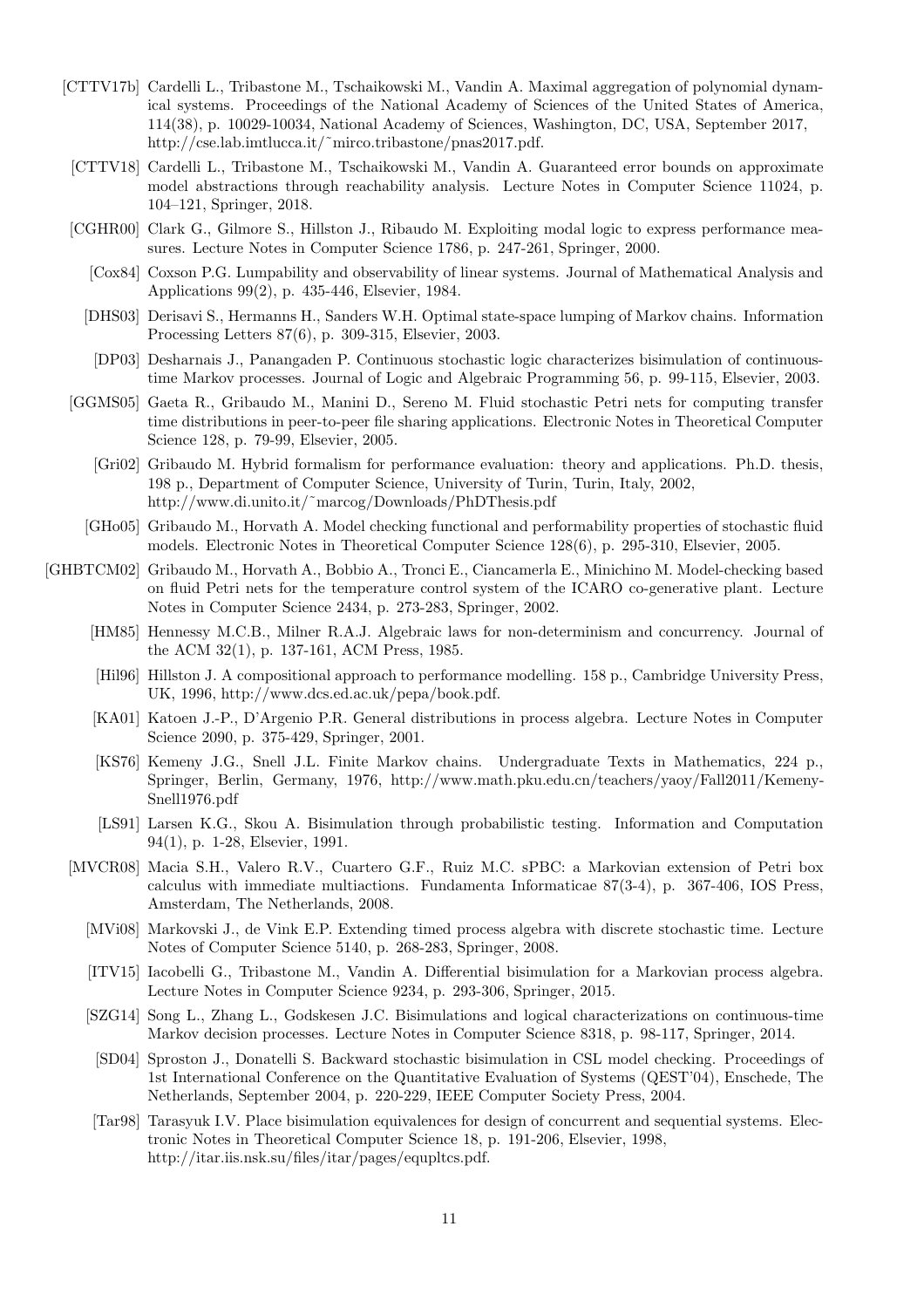[CTTV17b] Cardelli L., Tribastone M., Tschaikowski M., Vandin A. Maximal aggregation of polynomial dynamical systems. Proceedings of the National Academy of Sciences of the United States of America, 114(38), p. 10029-10034, National Academy of Sciences, Washington, DC, USA, September 2017, http://cse.lab.imtlucca.it/~mirco.tribastone/pnas2017.pdf.

[CTTV18] Cardelli L., Tribastone M., Tschaikowski M., Vandin A. Guaranteed error bounds on approximate model abstractions through reachability analysis. Lecture Notes in Computer Science 11024, p. 104–121, Springer, 2018.

[CGHR00] Clark G., Gilmore S., Hillston J., Ribaudo M. Exploiting modal logic to express performance measures. Lecture Notes in Computer Science 1786, p. 247-261, Springer, 2000.

[Cox84] Coxson P.G. Lumpability and observability of linear systems. Journal of Mathematical Analysis and Applications 99(2), p. 435-446, Elsevier, 1984.

[DHS03] Derisavi S., Hermanns H., Sanders W.H. Optimal state-space lumping of Markov chains. Information Processing Letters 87(6), p. 309-315, Elsevier, 2003.

[DP03] Desharnais J., Panangaden P. Continuous stochastic logic characterizes bisimulation of continuous-time Markov processes. Journal of Logic and Algebraic Programming 56, p. 99-115, Elsevier, 2003.

[GGMS05] Gaeta R., Gribaudo M., Manini D., Sereno M. Fluid stochastic Petri nets for computing transfer time distributions in peer-to-peer file sharing applications. Electronic Notes in Theoretical Computer Science 128, p. 79-99, Elsevier, 2005.

[Gri02] Gribaudo M. Hybrid formalism for performance evaluation: theory and applications. Ph.D. thesis, 198 p., Department of Computer Science, University of Turin, Turin, Italy, 2002, http://www.di.unito.it/~marcog/Downloads/PhDThesis.pdf

[GHo05] Gribaudo M., Horvath A. Model checking functional and performability properties of stochastic fluid models. Electronic Notes in Theoretical Computer Science 128(6), p. 295-310, Elsevier, 2005.

[GHBTCM02] Gribaudo M., Horvath A., Bobbio A., Tronci E., Ciancamerla E., Minichino M. Model-checking based on fluid Petri nets for the temperature control system of the ICARO co-generative plant. Lecture Notes in Computer Science 2434, p. 273-283, Springer, 2002.

[HM85] Hennessy M.C.B., Milner R.A.J. Algebraic laws for non-determinism and concurrency. Journal of the ACM 32(1), p. 137-161, ACM Press, 1985.

[Hil96] Hillston J. A compositional approach to performance modelling. 158 p., Cambridge University Press, UK, 1996, http://www.dcs.ed.ac.uk/pepa/book.pdf.

[KA01] Katoen J.-P., D'Argenio P.R. General distributions in process algebra. Lecture Notes in Computer Science 2090, p. 375-429, Springer, 2001.

[KS76] Kemeny J.G., Snell J.L. Finite Markov chains. Undergraduate Texts in Mathematics, 224 p., Springer, Berlin, Germany, 1976, http://www.math.pku.edu.cn/teachers/yaoy/Fall2011/Kemeny-Snell1976.pdf

[LS91] Larsen K.G., Skou A. Bisimulation through probabilistic testing. Information and Computation 94(1), p. 1-28, Elsevier, 1991.

[MVCR08] Macia S.H., Valero R.V., Cuartero G.F., Ruiz M.C. sPBC: a Markovian extension of Petri box calculus with immediate multiactions. Fundamenta Informaticae 87(3-4), p. 367-406, IOS Press, Amsterdam, The Netherlands, 2008.

[MVi08] Markovski J., de Vink E.P. Extending timed process algebra with discrete stochastic time. Lecture Notes of Computer Science 5140, p. 268-283, Springer, 2008.

[ITV15] Iacobelli G., Tribastone M., Vandin A. Differential bisimulation for a Markovian process algebra. Lecture Notes in Computer Science 9234, p. 293-306, Springer, 2015.

[SZG14] Song L., Zhang L., Godskesen J.C. Bisimulations and logical characterizations on continuous-time Markov decision processes. Lecture Notes in Computer Science 8318, p. 98-117, Springer, 2014.

[SD04] Sproston J., Donatelli S. Backward stochastic bisimulation in CSL model checking. Proceedings of 1st International Conference on the Quantitative Evaluation of Systems (QEST'04), Enschede, The Netherlands, September 2004, p. 220-229, IEEE Computer Society Press, 2004.

[Tar98] Tarasyuk I.V. Place bisimulation equivalences for design of concurrent and sequential systems. Electronic Notes in Theoretical Computer Science 18, p. 191-206, Elsevier, 1998, http://itar.iis.nsk.su/files/itar/pages/equpltcs.pdf.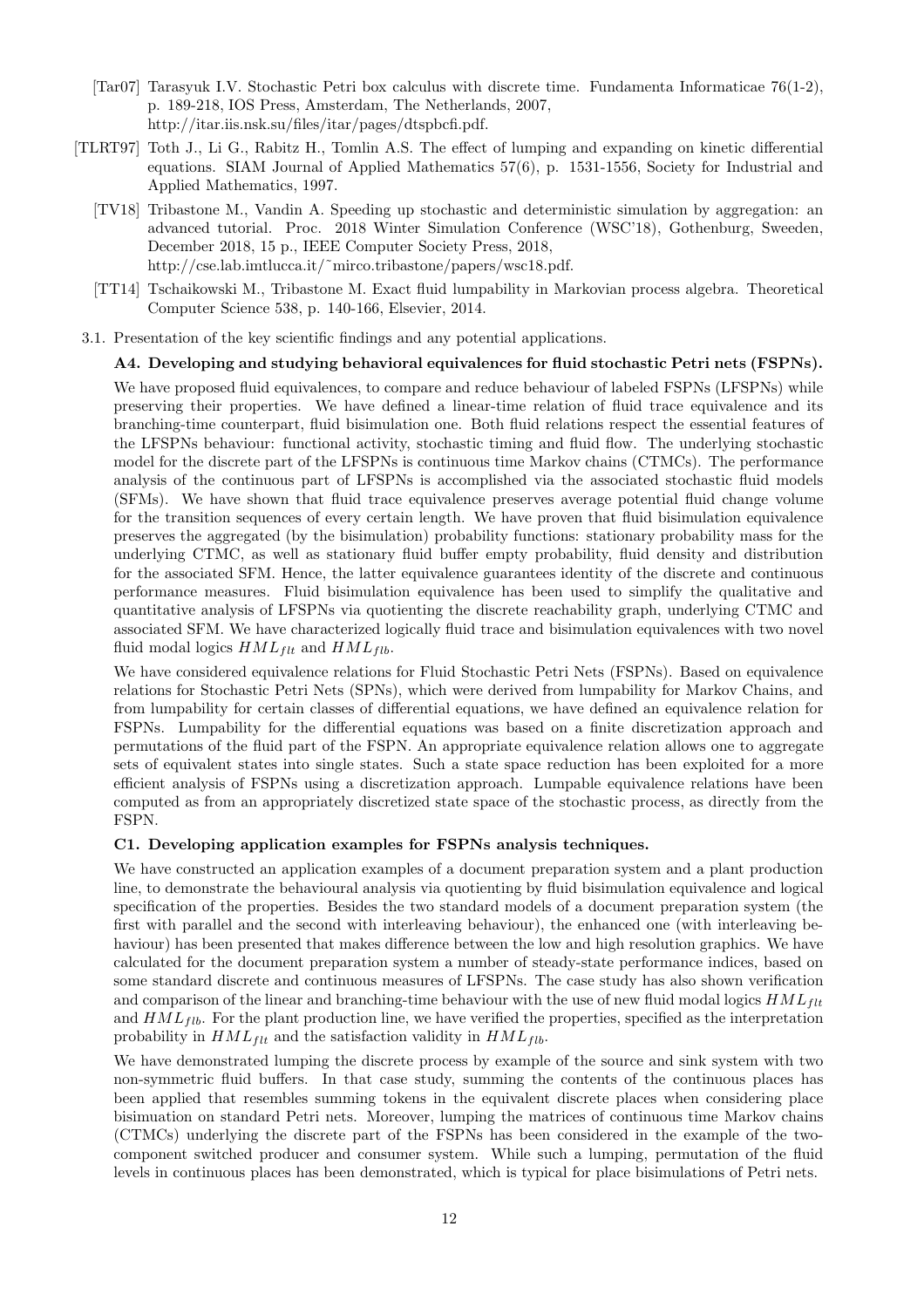[Tar07] Tarasyuk I.V. Stochastic Petri box calculus with discrete time. Fundamenta Informaticae 76(1-2), p. 189-218, IOS Press, Amsterdam, The Netherlands, 2007, http://itar.iis.nsk.su/files/itar/pages/dtspbcfi.pdf.

[TLRT97] Toth J., Li G., Rabitz H., Tomlin A.S. The effect of lumping and expanding on kinetic differential equations. SIAM Journal of Applied Mathematics 57(6), p. 1531-1556, Society for Industrial and Applied Mathematics, 1997.

[TV18] Tribastone M., Vandin A. Speeding up stochastic and deterministic simulation by aggregation: an advanced tutorial. Proc. 2018 Winter Simulation Conference (WSC'18), Gothenburg, Sweeden, December 2018, 15 p., IEEE Computer Society Press, 2018, http://cse.lab.imtlucca.it/~mirco.tribastone/papers/wsc18.pdf.

[TT14] Tschaikowski M., Tribastone M. Exact fluid lumpability in Markovian process algebra. Theoretical Computer Science 538, p. 140-166, Elsevier, 2014.

3.1. Presentation of the key scientific findings and any potential applications.

**A4. Developing and studying behavioral equivalences for fluid stochastic Petri nets (FSPNs).**

We have proposed fluid equivalences, to compare and reduce behaviour of labeled FSPNs (LFSPNs) while preserving their properties. We have defined a linear-time relation of fluid trace equivalence and its branching-time counterpart, fluid bisimulation one. Both fluid relations respect the essential features of the LFSPNs behaviour: functional activity, stochastic timing and fluid flow. The underlying stochastic model for the discrete part of the LFSPNs is continuous time Markov chains (CTMCs). The performance analysis of the continuous part of LFSPNs is accomplished via the associated stochastic fluid models (SFMs). We have shown that fluid trace equivalence preserves average potential fluid change volume for the transition sequences of every certain length. We have proven that fluid bisimulation equivalence preserves the aggregated (by the bisimulation) probability functions: stationary probability mass for the underlying CTMC, as well as stationary fluid buffer empty probability, fluid density and distribution for the associated SFM. Hence, the latter equivalence guarantees identity of the discrete and continuous performance measures. Fluid bisimulation equivalence has been used to simplify the qualitative and quantitative analysis of LFSPNs via quotienting the discrete reachability graph, underlying CTMC and associated SFM. We have characterized logically fluid trace and bisimulation equivalences with two novel fluid modal logics $HML_{flt}$ and $HML_{flb}$.

We have considered equivalence relations for Fluid Stochastic Petri Nets (FSPNs). Based on equivalence relations for Stochastic Petri Nets (SPNs), which were derived from lumpability for Markov Chains, and from lumpability for certain classes of differential equations, we have defined an equivalence relation for FSPNs. Lumpability for the differential equations was based on a finite discretization approach and permutations of the fluid part of the FSPN. An appropriate equivalence relation allows one to aggregate sets of equivalent states into single states. Such a state space reduction has been exploited for a more efficient analysis of FSPNs using a discretization approach. Lumpable equivalence relations have been computed as from an appropriately discretized state space of the stochastic process, as directly from the FSPN.

**C1. Developing application examples for FSPNs analysis techniques.**

We have constructed an application examples of a document preparation system and a plant production line, to demonstrate the behavioural analysis via quotienting by fluid bisimulation equivalence and logical specification of the properties. Besides the two standard models of a document preparation system (the first with parallel and the second with interleaving behaviour), the enhanced one (with interleaving behaviour) has been presented that makes difference between the low and high resolution graphics. We have calculated for the document preparation system a number of steady-state performance indices, based on some standard discrete and continuous measures of LFSPNs. The case study has also shown verification and comparison of the linear and branching-time behaviour with the use of new fluid modal logics $HML_{flt}$ and $HML_{flb}$. For the plant production line, we have verified the properties, specified as the interpretation probability in $HML_{flt}$ and the satisfaction validity in $HML_{flb}$.

We have demonstrated lumping the discrete process by example of the source and sink system with two non-symmetric fluid buffers. In that case study, summing the contents of the continuous places has been applied that resembles summing tokens in the equivalent discrete places when considering place bisimuation on standard Petri nets. Moreover, lumping the matrices of continuous time Markov chains (CTMCs) underlying the discrete part of the FSPNs has been considered in the example of the two-component switched producer and consumer system. While such a lumping, permutation of the fluid levels in continuous places has been demonstrated, which is typical for place bisimulations of Petri nets.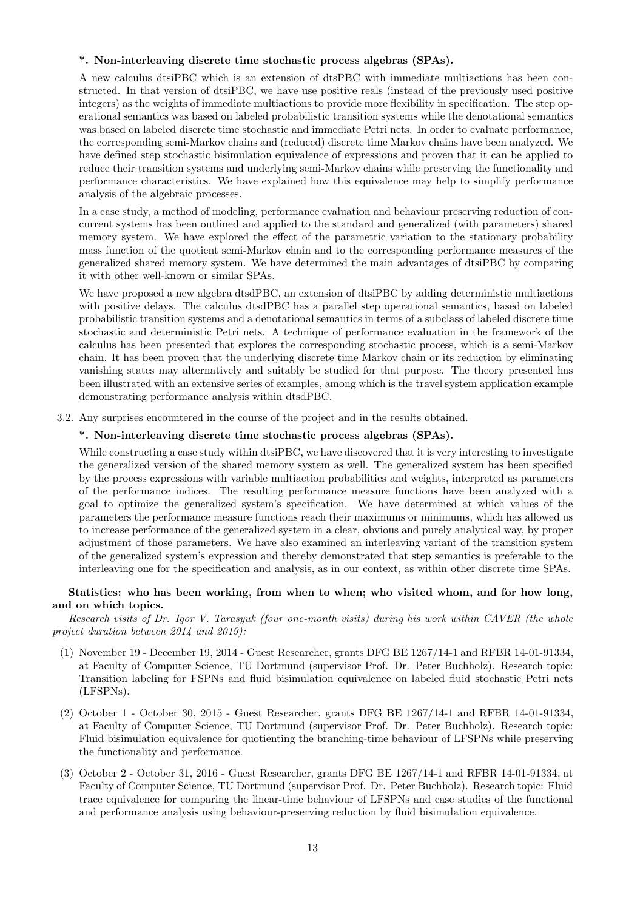**\*. Non-interleaving discrete time stochastic process algebras (SPAs).**

A new calculus dtsiPBC which is an extension of dtsPBC with immediate multiactions has been constructed. In that version of dtsiPBC, we have use positive reals (instead of the previously used positive integers) as the weights of immediate multiactions to provide more flexibility in specification. The step operational semantics was based on labeled probabilistic transition systems while the denotational semantics was based on labeled discrete time stochastic and immediate Petri nets. In order to evaluate performance, the corresponding semi-Markov chains and (reduced) discrete time Markov chains have been analyzed. We have defined step stochastic bisimulation equivalence of expressions and proven that it can be applied to reduce their transition systems and underlying semi-Markov chains while preserving the functionality and performance characteristics. We have explained how this equivalence may help to simplify performance analysis of the algebraic processes.

In a case study, a method of modeling, performance evaluation and behaviour preserving reduction of concurrent systems has been outlined and applied to the standard and generalized (with parameters) shared memory system. We have explored the effect of the parametric variation to the stationary probability mass function of the quotient semi-Markov chain and to the corresponding performance measures of the generalized shared memory system. We have determined the main advantages of dtsiPBC by comparing it with other well-known or similar SPAs.

We have proposed a new algebra dtsdPBC, an extension of dtsiPBC by adding deterministic multiactions with positive delays. The calculus dtsdPBC has a parallel step operational semantics, based on labeled probabilistic transition systems and a denotational semantics in terms of a subclass of labeled discrete time stochastic and deterministic Petri nets. A technique of performance evaluation in the framework of the calculus has been presented that explores the corresponding stochastic process, which is a semi-Markov chain. It has been proven that the underlying discrete time Markov chain or its reduction by eliminating vanishing states may alternatively and suitably be studied for that purpose. The theory presented has been illustrated with an extensive series of examples, among which is the travel system application example demonstrating performance analysis within dtsdPBC.

3.2. Any surprises encountered in the course of the project and in the results obtained.

**\*. Non-interleaving discrete time stochastic process algebras (SPAs).**

While constructing a case study within dtsiPBC, we have discovered that it is very interesting to investigate the generalized version of the shared memory system as well. The generalized system has been specified by the process expressions with variable multiaction probabilities and weights, interpreted as parameters of the performance indices. The resulting performance measure functions have been analyzed with a goal to optimize the generalized system's specification. We have determined at which values of the parameters the performance measure functions reach their maximums or minimums, which has allowed us to increase performance of the generalized system in a clear, obvious and purely analytical way, by proper adjustment of those parameters. We have also examined an interleaving variant of the transition system of the generalized system's expression and thereby demonstrated that step semantics is preferable to the interleaving one for the specification and analysis, as in our context, as within other discrete time SPAs.

**Statistics: who has been working, from when to when; who visited whom, and for how long, and on which topics.**

*Research visits of Dr. Igor V. Tarasyuk (four one-month visits) during his work within CAVER (the whole project duration between 2014 and 2019):*

(1) November 19 - December 19, 2014 - Guest Researcher, grants DFG BE 1267/14-1 and RFBR 14-01-91334, at Faculty of Computer Science, TU Dortmund (supervisor Prof. Dr. Peter Buchholz). Research topic: Transition labeling for FSPNs and fluid bisimulation equivalence on labeled fluid stochastic Petri nets (LFSPNs).

(2) October 1 - October 30, 2015 - Guest Researcher, grants DFG BE 1267/14-1 and RFBR 14-01-91334, at Faculty of Computer Science, TU Dortmund (supervisor Prof. Dr. Peter Buchholz). Research topic: Fluid bisimulation equivalence for quotienting the branching-time behaviour of LFSPNs while preserving the functionality and performance.

(3) October 2 - October 31, 2016 - Guest Researcher, grants DFG BE 1267/14-1 and RFBR 14-01-91334, at Faculty of Computer Science, TU Dortmund (supervisor Prof. Dr. Peter Buchholz). Research topic: Fluid trace equivalence for comparing the linear-time behaviour of LFSPNs and case studies of the functional and performance analysis using behaviour-preserving reduction by fluid bisimulation equivalence.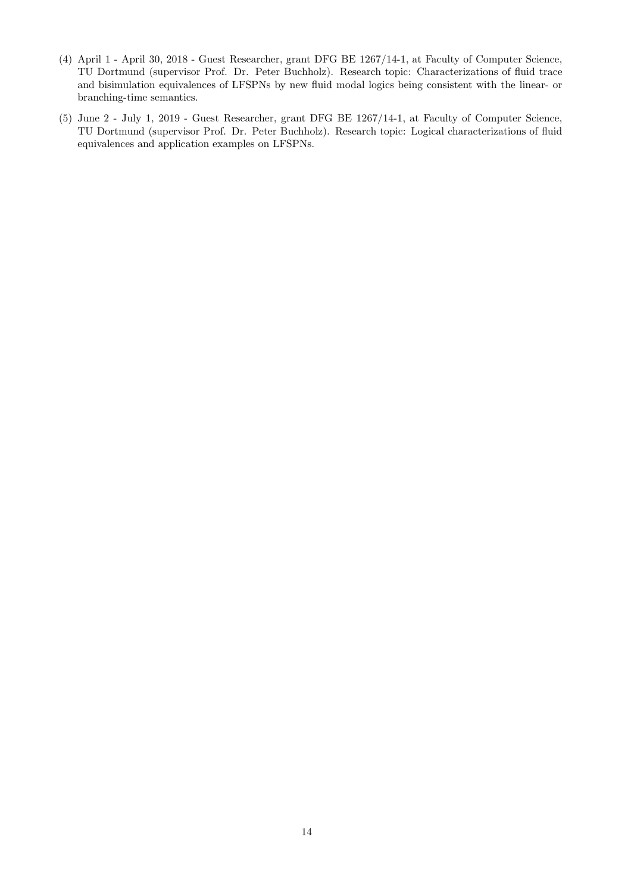(4) April 1 - April 30, 2018 - Guest Researcher, grant DFG BE 1267/14-1, at Faculty of Computer Science, TU Dortmund (supervisor Prof. Dr. Peter Buchholz). Research topic: Characterizations of fluid trace and bisimulation equivalences of LFSPNs by new fluid modal logics being consistent with the linear- or branching-time semantics.

(5) June 2 - July 1, 2019 - Guest Researcher, grant DFG BE 1267/14-1, at Faculty of Computer Science, TU Dortmund (supervisor Prof. Dr. Peter Buchholz). Research topic: Logical characterizations of fluid equivalences and application examples on LFSPNs.